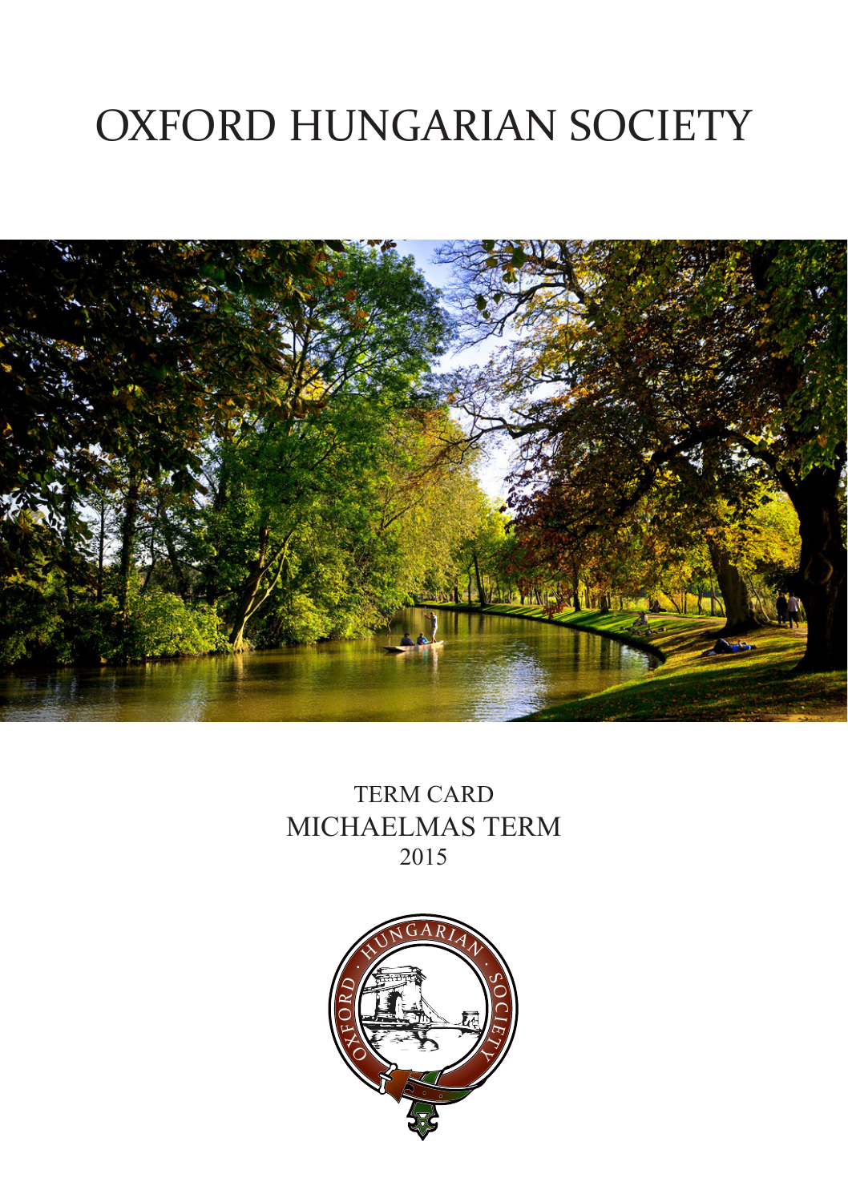# OXFORD HUNGARIAN SOCIETY

TERM CARD
MICHAELMAS TERM
2015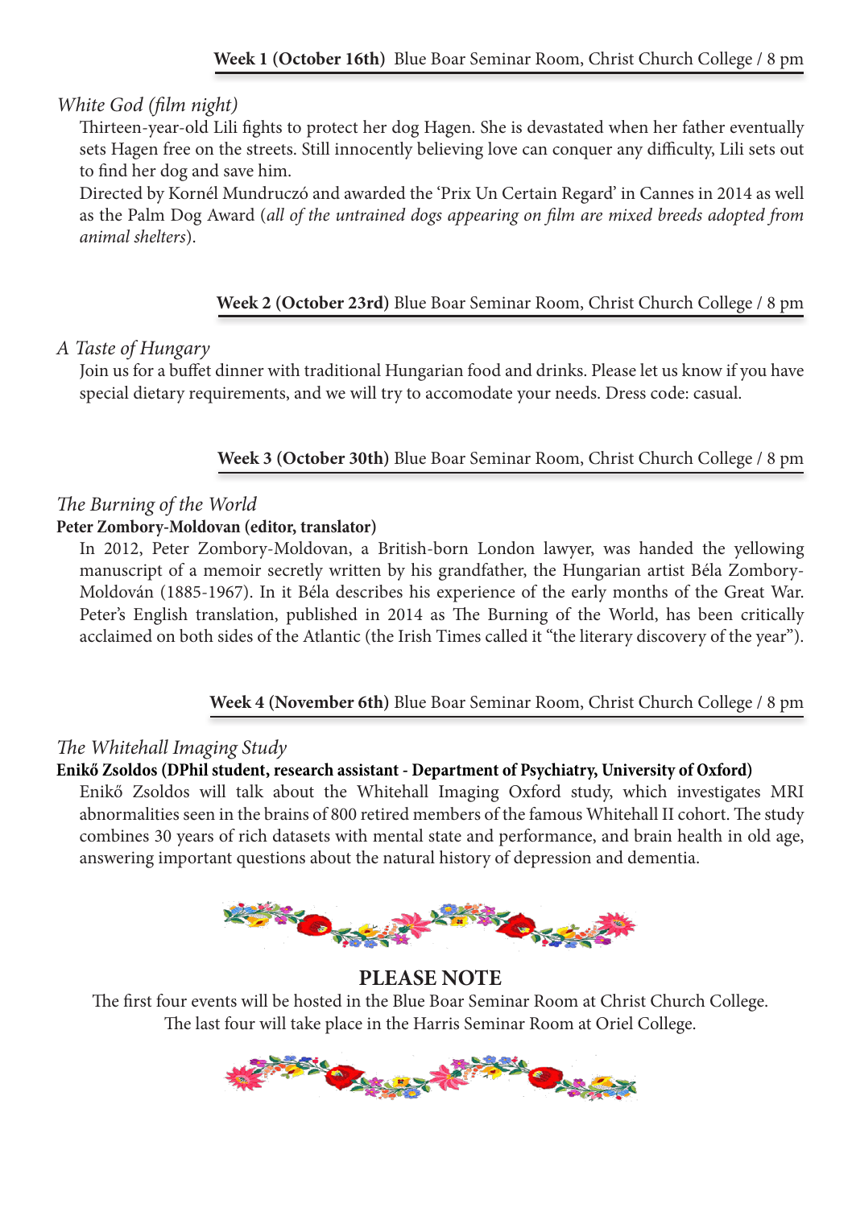**Week 1 (October 16th)** Blue Boar Seminar Room, Christ Church College / 8 pm

*White God (film night)*

Thirteen-year-old Lili fights to protect her dog Hagen. She is devastated when her father eventually sets Hagen free on the streets. Still innocently believing love can conquer any difficulty, Lili sets out to find her dog and save him.

Directed by Kornél Mundruczó and awarded the 'Prix Un Certain Regard' in Cannes in 2014 as well as the Palm Dog Award (*all of the untrained dogs appearing on film are mixed breeds adopted from animal shelters*).

**Week 2 (October 23rd)** Blue Boar Seminar Room, Christ Church College / 8 pm

*A Taste of Hungary*

Join us for a buffet dinner with traditional Hungarian food and drinks. Please let us know if you have special dietary requirements, and we will try to accomodate your needs. Dress code: casual.

**Week 3 (October 30th)** Blue Boar Seminar Room, Christ Church College / 8 pm

*The Burning of the World*

**Peter Zombory-Moldovan (editor, translator)**

In 2012, Peter Zombory-Moldovan, a British-born London lawyer, was handed the yellowing manuscript of a memoir secretly written by his grandfather, the Hungarian artist Béla Zombory-Moldován (1885-1967). In it Béla describes his experience of the early months of the Great War. Peter's English translation, published in 2014 as The Burning of the World, has been critically acclaimed on both sides of the Atlantic (the Irish Times called it "the literary discovery of the year").

**Week 4 (November 6th)** Blue Boar Seminar Room, Christ Church College / 8 pm

*The Whitehall Imaging Study*

**Enikő Zsoldos (DPhil student, research assistant - Department of Psychiatry, University of Oxford)**

Enikő Zsoldos will talk about the Whitehall Imaging Oxford study, which investigates MRI abnormalities seen in the brains of 800 retired members of the famous Whitehall II cohort. The study combines 30 years of rich datasets with mental state and performance, and brain health in old age, answering important questions about the natural history of depression and dementia.

**PLEASE NOTE**

The first four events will be hosted in the Blue Boar Seminar Room at Christ Church College.
The last four will take place in the Harris Seminar Room at Oriel College.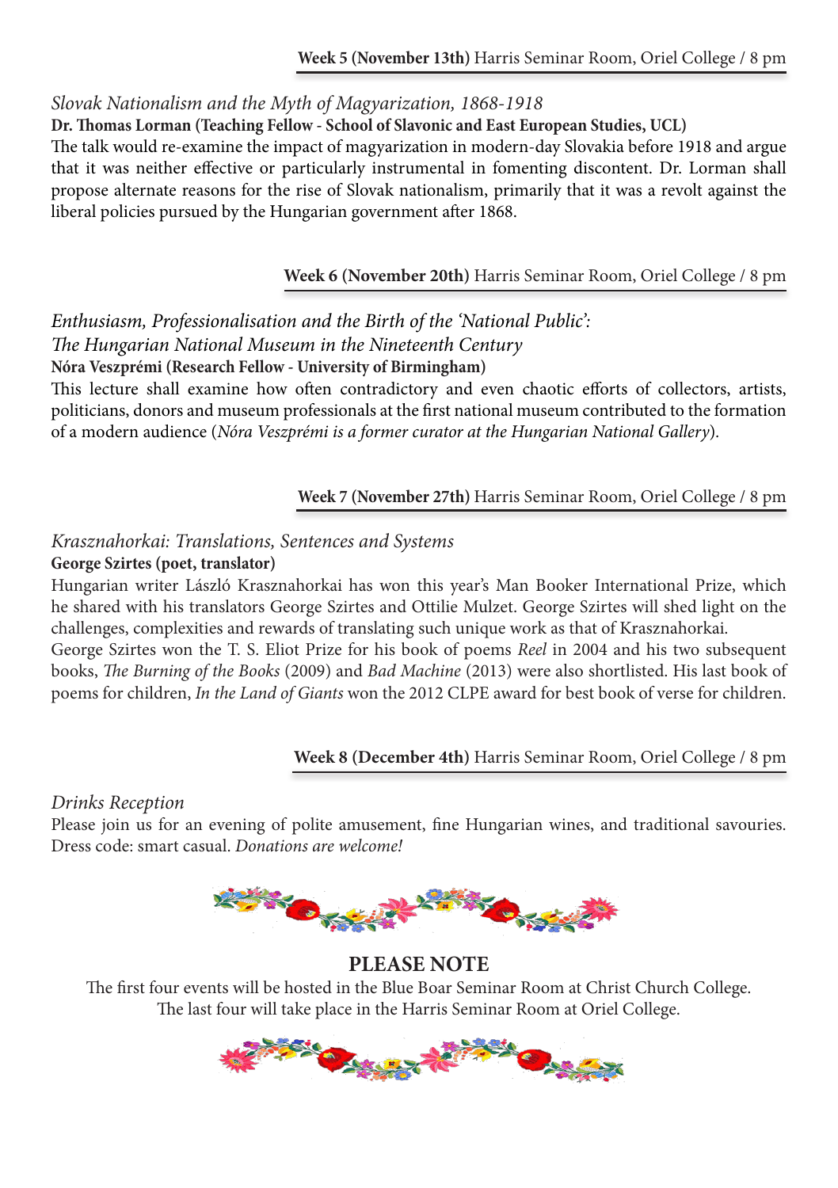**Week 5 (November 13th)** Harris Seminar Room, Oriel College / 8 pm

*Slovak Nationalism and the Myth of Magyarization, 1868-1918*

**Dr. Thomas Lorman (Teaching Fellow - School of Slavonic and East European Studies, UCL)**

The talk would re-examine the impact of magyarization in modern-day Slovakia before 1918 and argue that it was neither effective or particularly instrumental in fomenting discontent. Dr. Lorman shall propose alternate reasons for the rise of Slovak nationalism, primarily that it was a revolt against the liberal policies pursued by the Hungarian government after 1868.

**Week 6 (November 20th)** Harris Seminar Room, Oriel College / 8 pm

*Enthusiasm, Professionalisation and the Birth of the 'National Public': The Hungarian National Museum in the Nineteenth Century*

**Nóra Veszprémi (Research Fellow - University of Birmingham)**

This lecture shall examine how often contradictory and even chaotic efforts of collectors, artists, politicians, donors and museum professionals at the first national museum contributed to the formation of a modern audience (*Nóra Veszprémi is a former curator at the Hungarian National Gallery*).

**Week 7 (November 27th)** Harris Seminar Room, Oriel College / 8 pm

*Krasznahorkai: Translations, Sentences and Systems*

**George Szirtes (poet, translator)**

Hungarian writer László Krasznahorkai has won this year's Man Booker International Prize, which he shared with his translators George Szirtes and Ottilie Mulzet. George Szirtes will shed light on the challenges, complexities and rewards of translating such unique work as that of Krasznahorkai.

George Szirtes won the T. S. Eliot Prize for his book of poems *Reel* in 2004 and his two subsequent books, *The Burning of the Books* (2009) and *Bad Machine* (2013) were also shortlisted. His last book of poems for children, *In the Land of Giants* won the 2012 CLPE award for best book of verse for children.

**Week 8 (December 4th)** Harris Seminar Room, Oriel College / 8 pm

*Drinks Reception*

Please join us for an evening of polite amusement, fine Hungarian wines, and traditional savouries. Dress code: smart casual. *Donations are welcome!*

**PLEASE NOTE**

The first four events will be hosted in the Blue Boar Seminar Room at Christ Church College.
The last four will take place in the Harris Seminar Room at Oriel College.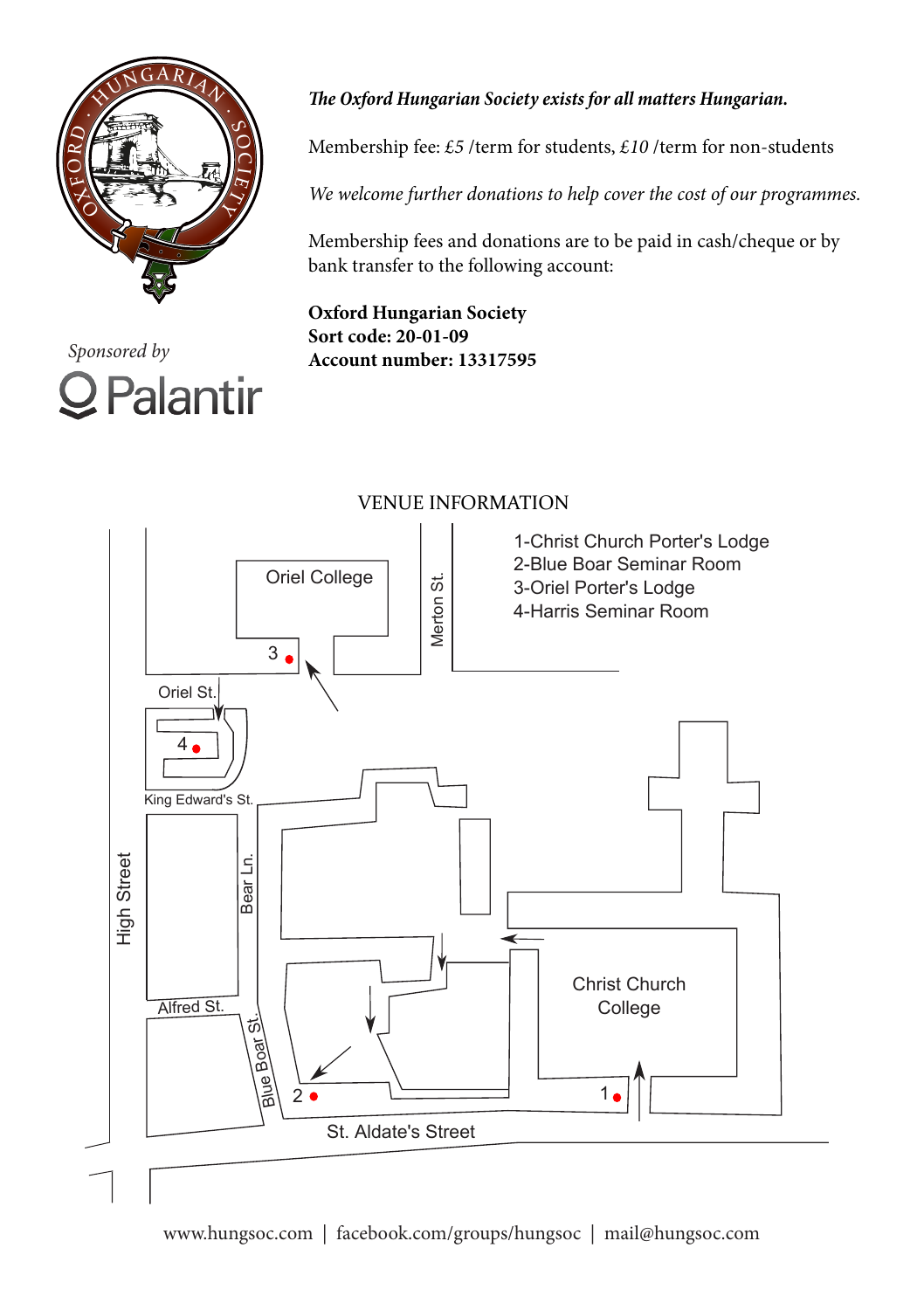*The Oxford Hungarian Society exists for all matters Hungarian.*

Membership fee: *£5* /term for students, *£10* /term for non-students

*We welcome further donations to help cover the cost of our programmes.*

Membership fees and donations are to be paid in cash/cheque or by bank transfer to the following account:

**Oxford Hungarian Society**
**Sort code: 20-01-09**
**Account number: 13317595**

*Sponsored by*

Palantir

## VENUE INFORMATION

1-Christ Church Porter's Lodge
2-Blue Boar Seminar Room
3-Oriel Porter's Lodge
4-Harris Seminar Room

Oriel College
Merton St.
Oriel St.
King Edward's St.
High Street
Bear Ln.
Alfred St.
Blue Boar St.
Christ Church College
St. Aldate's Street

www.hungsoc.com | facebook.com/groups/hungsoc | mail@hungsoc.com